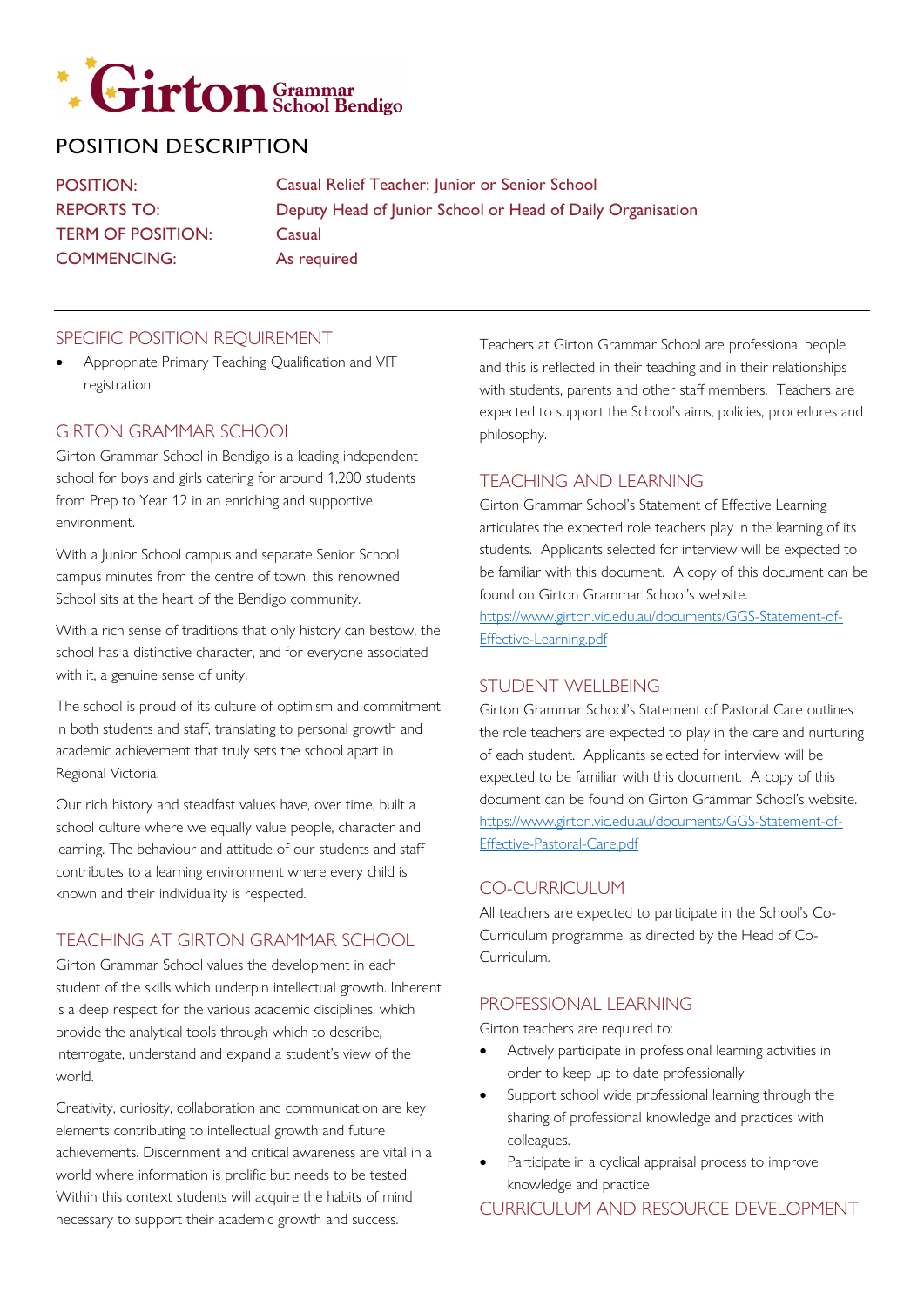# Girton Grammar School Bendigo

## POSITION DESCRIPTION

| | |
|---|---|
| POSITION: | Casual Relief Teacher: Junior or Senior School |
| REPORTS TO: | Deputy Head of Junior School or Head of Daily Organisation |
| TERM OF POSITION: | Casual |
| COMMENCING: | As required |

### SPECIFIC POSITION REQUIREMENT

- Appropriate Primary Teaching Qualification and VIT registration

### GIRTON GRAMMAR SCHOOL

Girton Grammar School in Bendigo is a leading independent school for boys and girls catering for around 1,200 students from Prep to Year 12 in an enriching and supportive environment.

With a Junior School campus and separate Senior School campus minutes from the centre of town, this renowned School sits at the heart of the Bendigo community.

With a rich sense of traditions that only history can bestow, the school has a distinctive character, and for everyone associated with it, a genuine sense of unity.

The school is proud of its culture of optimism and commitment in both students and staff, translating to personal growth and academic achievement that truly sets the school apart in Regional Victoria.

Our rich history and steadfast values have, over time, built a school culture where we equally value people, character and learning. The behaviour and attitude of our students and staff contributes to a learning environment where every child is known and their individuality is respected.

### TEACHING AT GIRTON GRAMMAR SCHOOL

Girton Grammar School values the development in each student of the skills which underpin intellectual growth. Inherent is a deep respect for the various academic disciplines, which provide the analytical tools through which to describe, interrogate, understand and expand a student's view of the world.

Creativity, curiosity, collaboration and communication are key elements contributing to intellectual growth and future achievements. Discernment and critical awareness are vital in a world where information is prolific but needs to be tested. Within this context students will acquire the habits of mind necessary to support their academic growth and success.

Teachers at Girton Grammar School are professional people and this is reflected in their teaching and in their relationships with students, parents and other staff members. Teachers are expected to support the School's aims, policies, procedures and philosophy.

### TEACHING AND LEARNING

Girton Grammar School's Statement of Effective Learning articulates the expected role teachers play in the learning of its students. Applicants selected for interview will be expected to be familiar with this document. A copy of this document can be found on Girton Grammar School's website.
https://www.girton.vic.edu.au/documents/GGS-Statement-of-Effective-Learning.pdf

### STUDENT WELLBEING

Girton Grammar School's Statement of Pastoral Care outlines the role teachers are expected to play in the care and nurturing of each student. Applicants selected for interview will be expected to be familiar with this document. A copy of this document can be found on Girton Grammar School's website.
https://www.girton.vic.edu.au/documents/GGS-Statement-of-Effective-Pastoral-Care.pdf

### CO-CURRICULUM

All teachers are expected to participate in the School's Co-Curriculum programme, as directed by the Head of Co-Curriculum.

### PROFESSIONAL LEARNING

Girton teachers are required to:

- Actively participate in professional learning activities in order to keep up to date professionally
- Support school wide professional learning through the sharing of professional knowledge and practices with colleagues.
- Participate in a cyclical appraisal process to improve knowledge and practice

### CURRICULUM AND RESOURCE DEVELOPMENT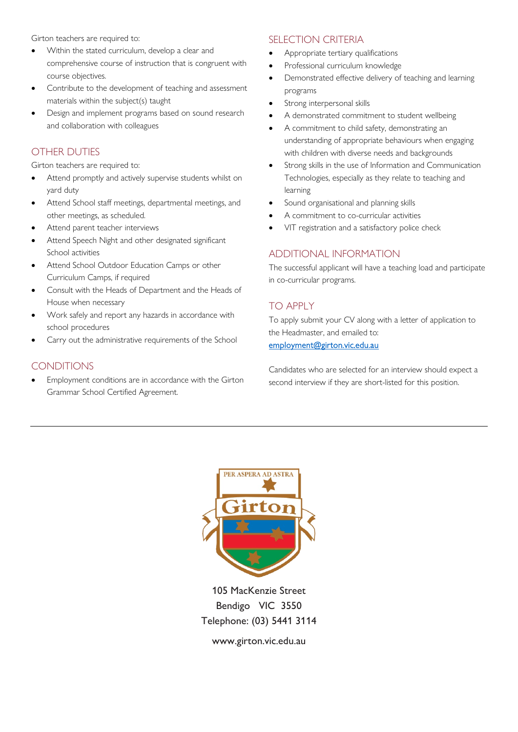Girton teachers are required to:

- Within the stated curriculum, develop a clear and comprehensive course of instruction that is congruent with course objectives.
- Contribute to the development of teaching and assessment materials within the subject(s) taught
- Design and implement programs based on sound research and collaboration with colleagues

## OTHER DUTIES

Girton teachers are required to:

- Attend promptly and actively supervise students whilst on yard duty
- Attend School staff meetings, departmental meetings, and other meetings, as scheduled.
- Attend parent teacher interviews
- Attend Speech Night and other designated significant School activities
- Attend School Outdoor Education Camps or other Curriculum Camps, if required
- Consult with the Heads of Department and the Heads of House when necessary
- Work safely and report any hazards in accordance with school procedures
- Carry out the administrative requirements of the School

## CONDITIONS

- Employment conditions are in accordance with the Girton Grammar School Certified Agreement.

## SELECTION CRITERIA

- Appropriate tertiary qualifications
- Professional curriculum knowledge
- Demonstrated effective delivery of teaching and learning programs
- Strong interpersonal skills
- A demonstrated commitment to student wellbeing
- A commitment to child safety, demonstrating an understanding of appropriate behaviours when engaging with children with diverse needs and backgrounds
- Strong skills in the use of Information and Communication Technologies, especially as they relate to teaching and learning
- Sound organisational and planning skills
- A commitment to co-curricular activities
- VIT registration and a satisfactory police check

## ADDITIONAL INFORMATION

The successful applicant will have a teaching load and participate in co-curricular programs.

## TO APPLY

To apply submit your CV along with a letter of application to the Headmaster, and emailed to: employment@girton.vic.edu.au

Candidates who are selected for an interview should expect a second interview if they are short-listed for this position.

---

PER ASPERA AD ASTRA

Girton

105 MacKenzie Street
Bendigo VIC 3550
Telephone: (03) 5441 3114

www.girton.vic.edu.au